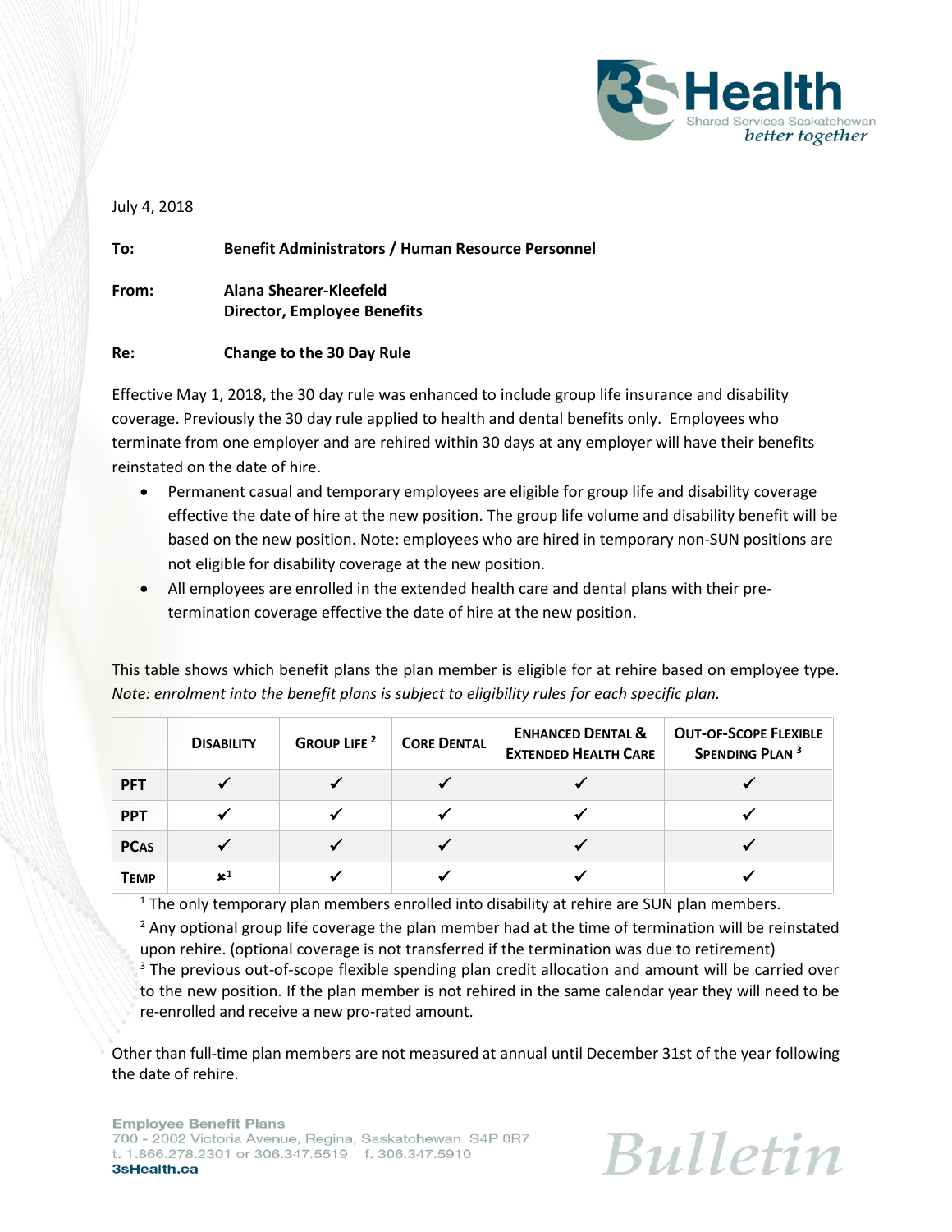July 4, 2018

**To:** **Benefit Administrators / Human Resource Personnel**

**From:** **Alana Shearer-Kleefeld**
**Director, Employee Benefits**

**Re:** **Change to the 30 Day Rule**

Effective May 1, 2018, the 30 day rule was enhanced to include group life insurance and disability coverage. Previously the 30 day rule applied to health and dental benefits only. Employees who terminate from one employer and are rehired within 30 days at any employer will have their benefits reinstated on the date of hire.

- Permanent casual and temporary employees are eligible for group life and disability coverage effective the date of hire at the new position. The group life volume and disability benefit will be based on the new position. Note: employees who are hired in temporary non-SUN positions are not eligible for disability coverage at the new position.
- All employees are enrolled in the extended health care and dental plans with their pre-termination coverage effective the date of hire at the new position.

This table shows which benefit plans the plan member is eligible for at rehire based on employee type. *Note: enrolment into the benefit plans is subject to eligibility rules for each specific plan.*

| | Disability | Group Life [2] | Core Dental | Enhanced Dental & Extended Health Care | Out-of-Scope Flexible Spending Plan [3] |
|---|---|---|---|---|---|
| PFT | ✓ | ✓ | ✓ | ✓ | ✓ |
| PPT | ✓ | ✓ | ✓ | ✓ | ✓ |
| PCas | ✓ | ✓ | ✓ | ✓ | ✓ |
| Temp | ✗[1] | ✓ | ✓ | ✓ | ✓ |

[1] The only temporary plan members enrolled into disability at rehire are SUN plan members.

[2] Any optional group life coverage the plan member had at the time of termination will be reinstated upon rehire. (optional coverage is not transferred if the termination was due to retirement)

[3] The previous out-of-scope flexible spending plan credit allocation and amount will be carried over to the new position. If the plan member is not rehired in the same calendar year they will need to be re-enrolled and receive a new pro-rated amount.

Other than full-time plan members are not measured at annual until December 31st of the year following the date of rehire.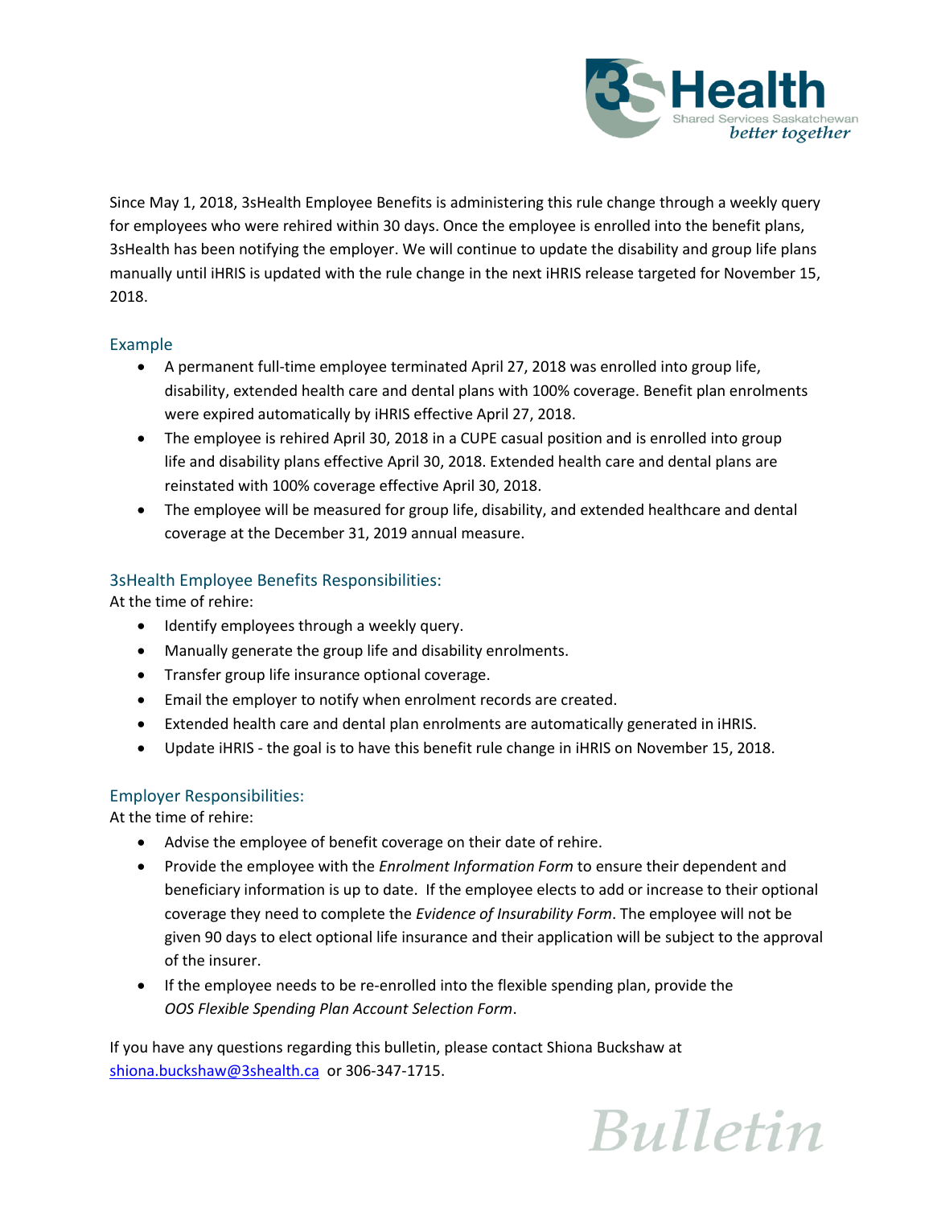Since May 1, 2018, 3sHealth Employee Benefits is administering this rule change through a weekly query for employees who were rehired within 30 days. Once the employee is enrolled into the benefit plans, 3sHealth has been notifying the employer. We will continue to update the disability and group life plans manually until iHRIS is updated with the rule change in the next iHRIS release targeted for November 15, 2018.

## Example

- A permanent full-time employee terminated April 27, 2018 was enrolled into group life, disability, extended health care and dental plans with 100% coverage. Benefit plan enrolments were expired automatically by iHRIS effective April 27, 2018.
- The employee is rehired April 30, 2018 in a CUPE casual position and is enrolled into group life and disability plans effective April 30, 2018. Extended health care and dental plans are reinstated with 100% coverage effective April 30, 2018.
- The employee will be measured for group life, disability, and extended healthcare and dental coverage at the December 31, 2019 annual measure.

## 3sHealth Employee Benefits Responsibilities:

At the time of rehire:

- Identify employees through a weekly query.
- Manually generate the group life and disability enrolments.
- Transfer group life insurance optional coverage.
- Email the employer to notify when enrolment records are created.
- Extended health care and dental plan enrolments are automatically generated in iHRIS.
- Update iHRIS - the goal is to have this benefit rule change in iHRIS on November 15, 2018.

## Employer Responsibilities:

At the time of rehire:

- Advise the employee of benefit coverage on their date of rehire.
- Provide the employee with the *Enrolment Information Form* to ensure their dependent and beneficiary information is up to date. If the employee elects to add or increase to their optional coverage they need to complete the *Evidence of Insurability Form*. The employee will not be given 90 days to elect optional life insurance and their application will be subject to the approval of the insurer.
- If the employee needs to be re-enrolled into the flexible spending plan, provide the *OOS Flexible Spending Plan Account Selection Form*.

If you have any questions regarding this bulletin, please contact Shiona Buckshaw at shiona.buckshaw@3shealth.ca or 306-347-1715.